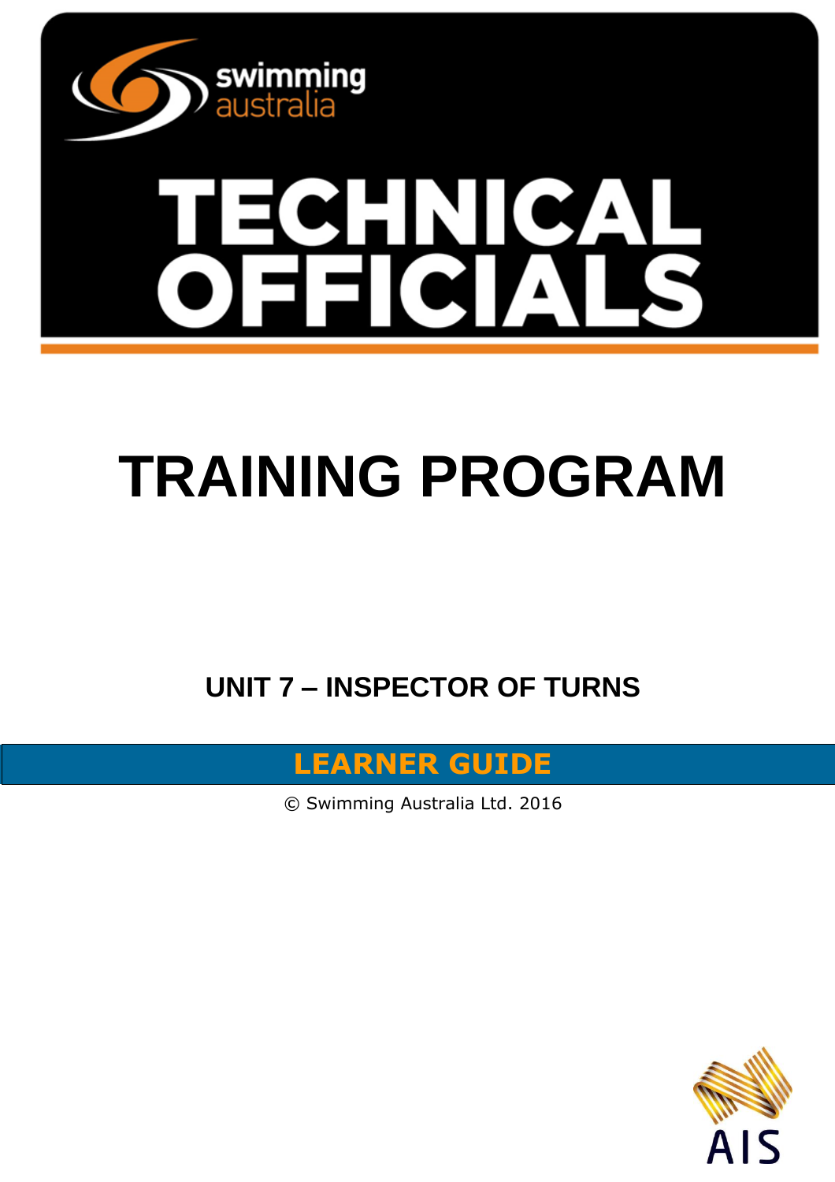swimming australia

# TECHNICAL OFFICIALS

# TRAINING PROGRAM

## UNIT 7 – INSPECTOR OF TURNS

**LEARNER GUIDE**

© Swimming Australia Ltd. 2016

AIS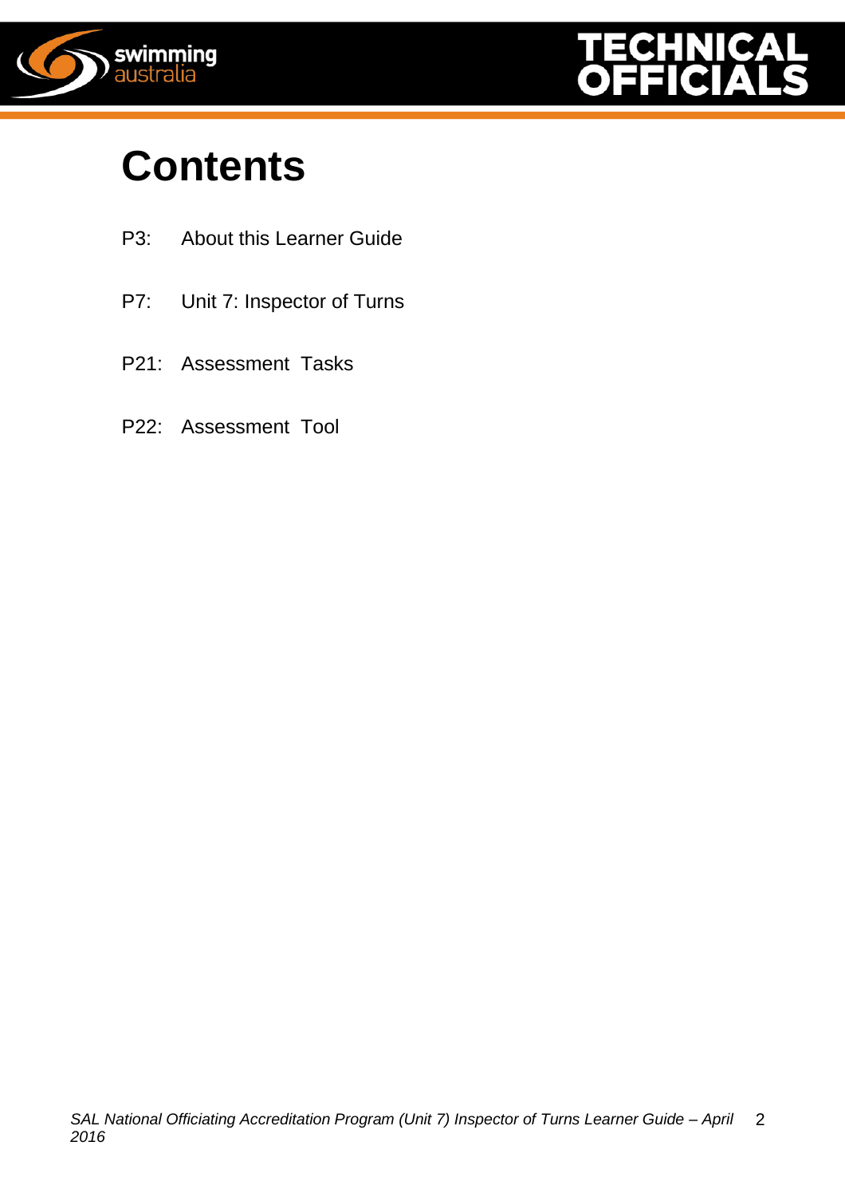# Contents

P3: About this Learner Guide

P7: Unit 7: Inspector of Turns

P21: Assessment Tasks

P22: Assessment Tool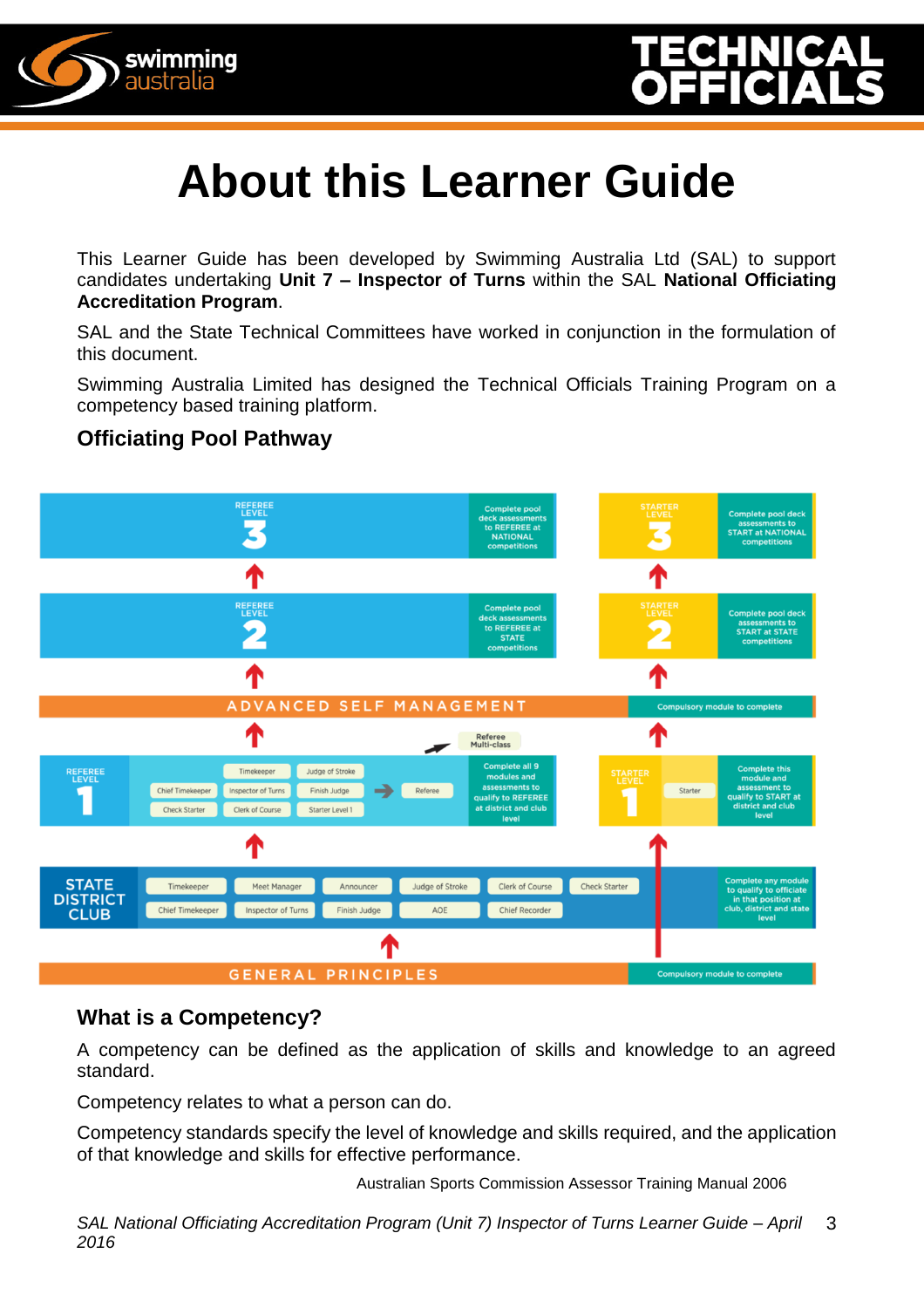# About this Learner Guide

This Learner Guide has been developed by Swimming Australia Ltd (SAL) to support candidates undertaking **Unit 7 – Inspector of Turns** within the SAL **National Officiating Accreditation Program**.

SAL and the State Technical Committees have worked in conjunction in the formulation of this document.

Swimming Australia Limited has designed the Technical Officials Training Program on a competency based training platform.

### Officiating Pool Pathway

REFEREE LEVEL 3 — Complete pool deck assessments to REFEREE at NATIONAL competitions

REFEREE LEVEL 2 — Complete pool deck assessments to REFEREE at STATE competitions

STARTER LEVEL 3 — Complete pool deck assessments to START at NATIONAL competitions

STARTER LEVEL 2 — Complete pool deck assessments to START at STATE competitions

ADVANCED SELF MANAGEMENT — Compulsory module to complete

Referee Multi-class

REFEREE LEVEL 1 — Timekeeper, Judge of Stroke, Chief Timekeeper, Inspector of Turns, Finish Judge, Check Starter, Clerk of Course, Starter Level 1 → Referee — Complete all 9 modules and assessments to qualify to REFEREE at district and club level

STARTER LEVEL 1 — Starter — Complete this module and assessment to qualify to START at district and club level

STATE DISTRICT CLUB — Timekeeper, Meet Manager, Announcer, Judge of Stroke, Clerk of Course, Check Starter, Chief Timekeeper, Inspector of Turns, Finish Judge, AOE, Chief Recorder — Complete any module to qualify to officiate in that position at club, district and state level

GENERAL PRINCIPLES — Compulsory module to complete

### What is a Competency?

A competency can be defined as the application of skills and knowledge to an agreed standard.

Competency relates to what a person can do.

Competency standards specify the level of knowledge and skills required, and the application of that knowledge and skills for effective performance.

Australian Sports Commission Assessor Training Manual 2006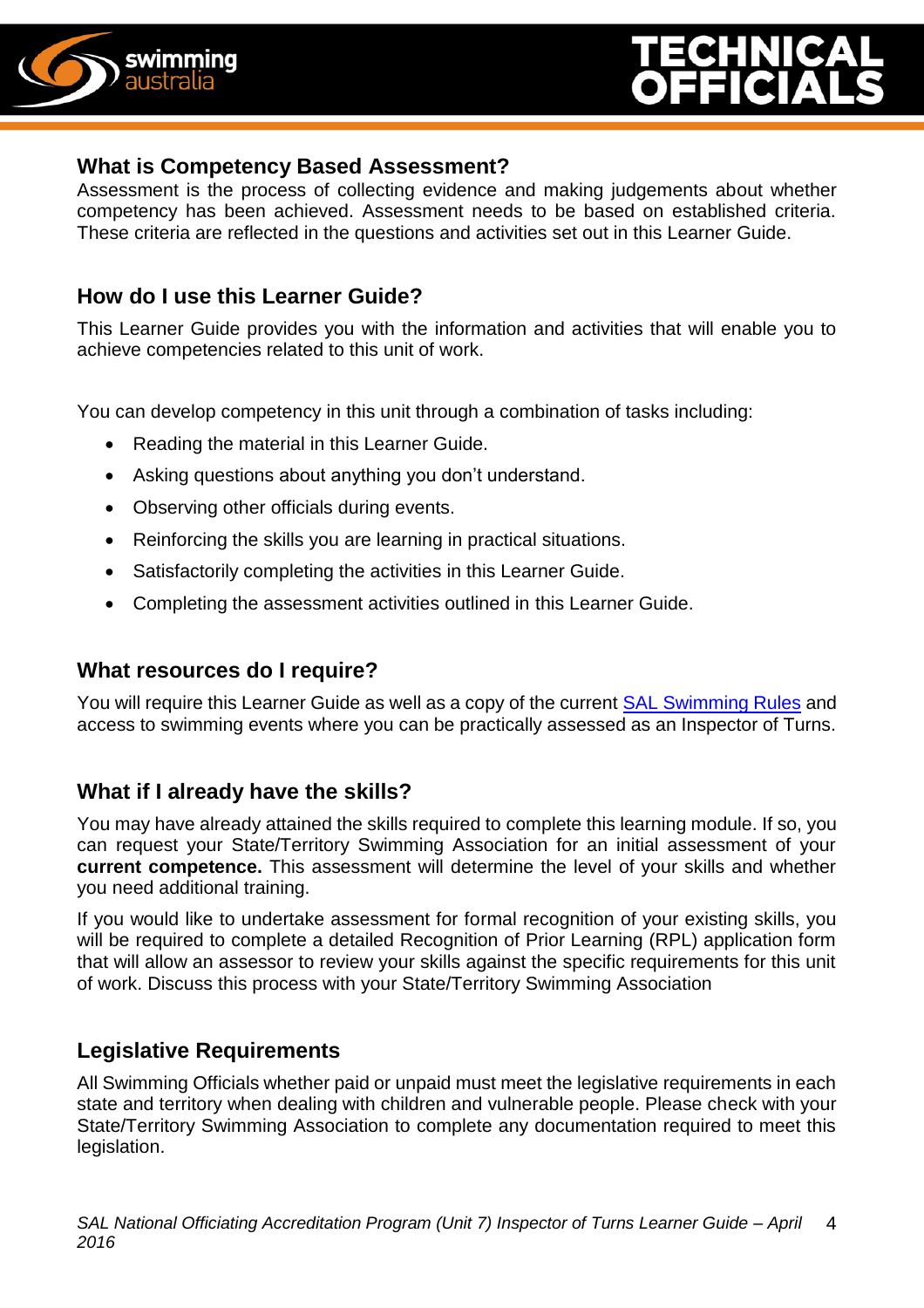## What is Competency Based Assessment?

Assessment is the process of collecting evidence and making judgements about whether competency has been achieved. Assessment needs to be based on established criteria. These criteria are reflected in the questions and activities set out in this Learner Guide.

## How do I use this Learner Guide?

This Learner Guide provides you with the information and activities that will enable you to achieve competencies related to this unit of work.

You can develop competency in this unit through a combination of tasks including:

- Reading the material in this Learner Guide.
- Asking questions about anything you don't understand.
- Observing other officials during events.
- Reinforcing the skills you are learning in practical situations.
- Satisfactorily completing the activities in this Learner Guide.
- Completing the assessment activities outlined in this Learner Guide.

## What resources do I require?

You will require this Learner Guide as well as a copy of the current SAL Swimming Rules and access to swimming events where you can be practically assessed as an Inspector of Turns.

## What if I already have the skills?

You may have already attained the skills required to complete this learning module. If so, you can request your State/Territory Swimming Association for an initial assessment of your **current competence.** This assessment will determine the level of your skills and whether you need additional training.

If you would like to undertake assessment for formal recognition of your existing skills, you will be required to complete a detailed Recognition of Prior Learning (RPL) application form that will allow an assessor to review your skills against the specific requirements for this unit of work. Discuss this process with your State/Territory Swimming Association

## Legislative Requirements

All Swimming Officials whether paid or unpaid must meet the legislative requirements in each state and territory when dealing with children and vulnerable people. Please check with your State/Territory Swimming Association to complete any documentation required to meet this legislation.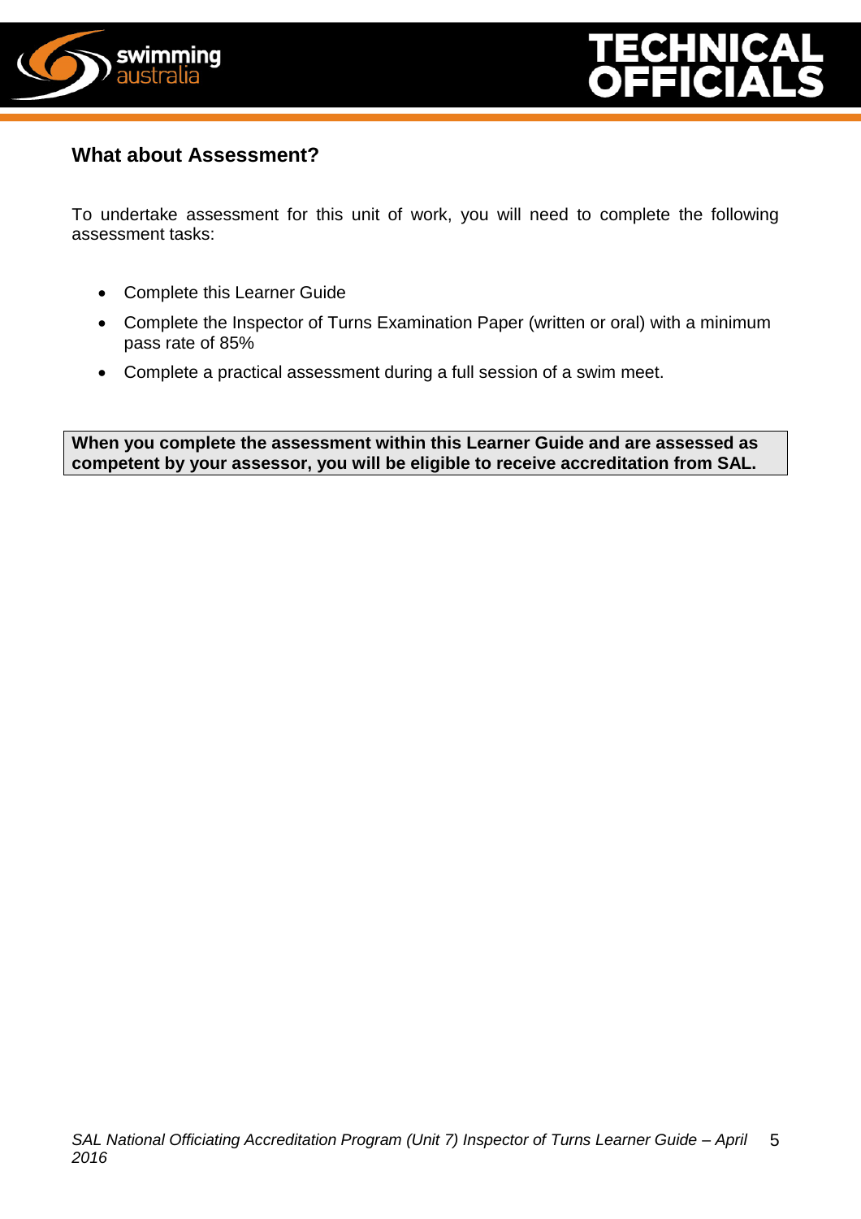## What about Assessment?

To undertake assessment for this unit of work, you will need to complete the following assessment tasks:

- Complete this Learner Guide
- Complete the Inspector of Turns Examination Paper (written or oral) with a minimum pass rate of 85%
- Complete a practical assessment during a full session of a swim meet.

**When you complete the assessment within this Learner Guide and are assessed as competent by your assessor, you will be eligible to receive accreditation from SAL.**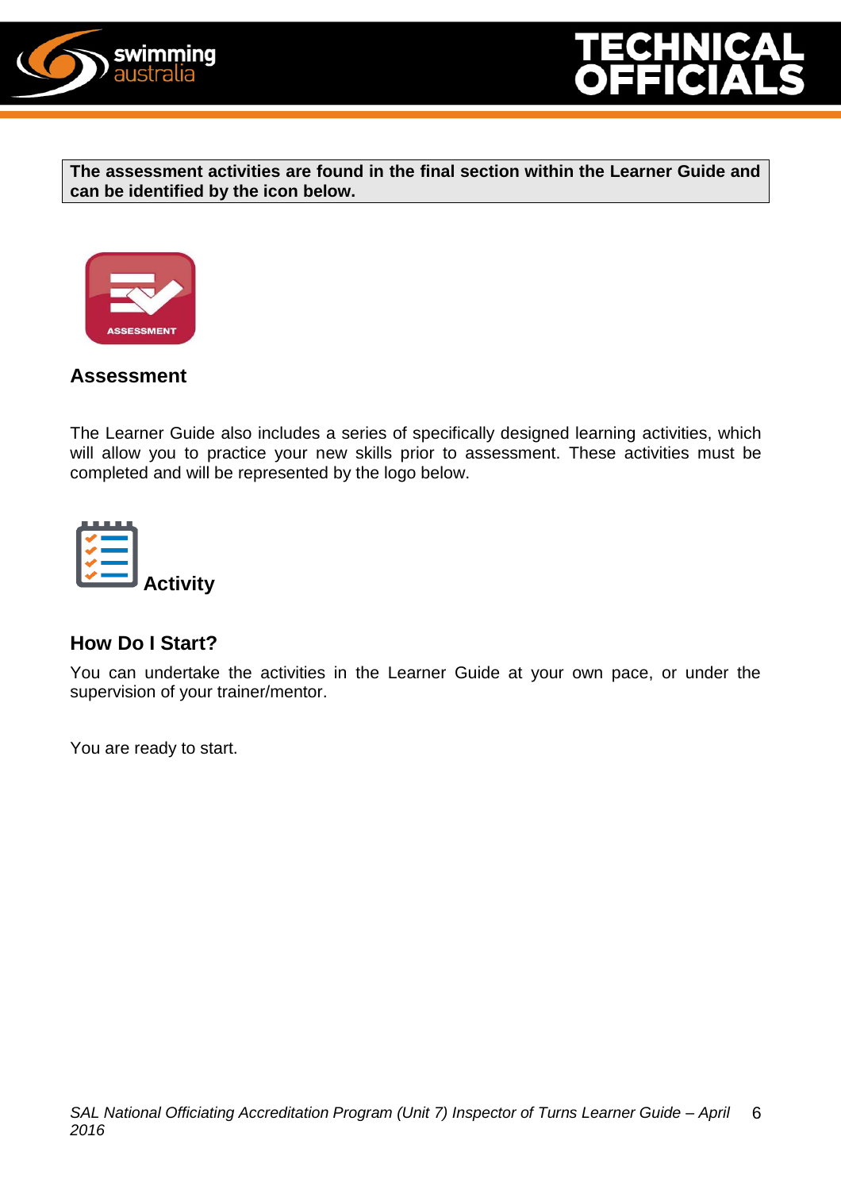**The assessment activities are found in the final section within the Learner Guide and can be identified by the icon below.**

## Assessment

The Learner Guide also includes a series of specifically designed learning activities, which will allow you to practice your new skills prior to assessment. These activities must be completed and will be represented by the logo below.

**Activity**

## How Do I Start?

You can undertake the activities in the Learner Guide at your own pace, or under the supervision of your trainer/mentor.

You are ready to start.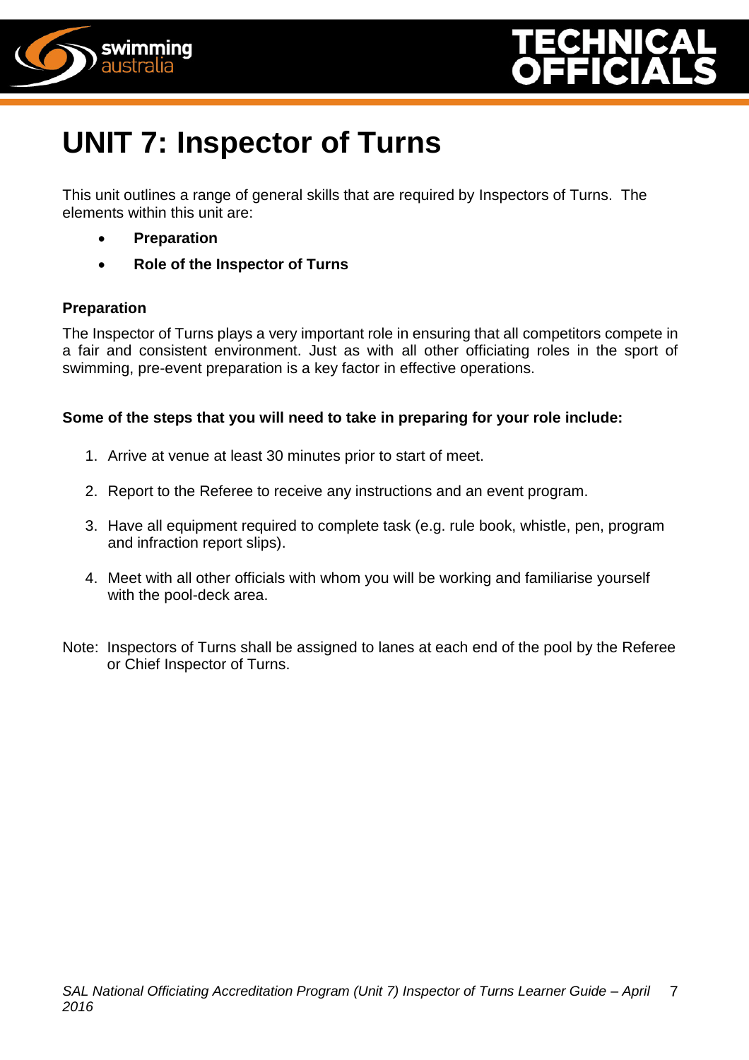# UNIT 7: Inspector of Turns

This unit outlines a range of general skills that are required by Inspectors of Turns. The elements within this unit are:

- **Preparation**
- **Role of the Inspector of Turns**

### Preparation

The Inspector of Turns plays a very important role in ensuring that all competitors compete in a fair and consistent environment. Just as with all other officiating roles in the sport of swimming, pre-event preparation is a key factor in effective operations.

**Some of the steps that you will need to take in preparing for your role include:**

1. Arrive at venue at least 30 minutes prior to start of meet.
2. Report to the Referee to receive any instructions and an event program.
3. Have all equipment required to complete task (e.g. rule book, whistle, pen, program and infraction report slips).
4. Meet with all other officials with whom you will be working and familiarise yourself with the pool-deck area.

Note: Inspectors of Turns shall be assigned to lanes at each end of the pool by the Referee or Chief Inspector of Turns.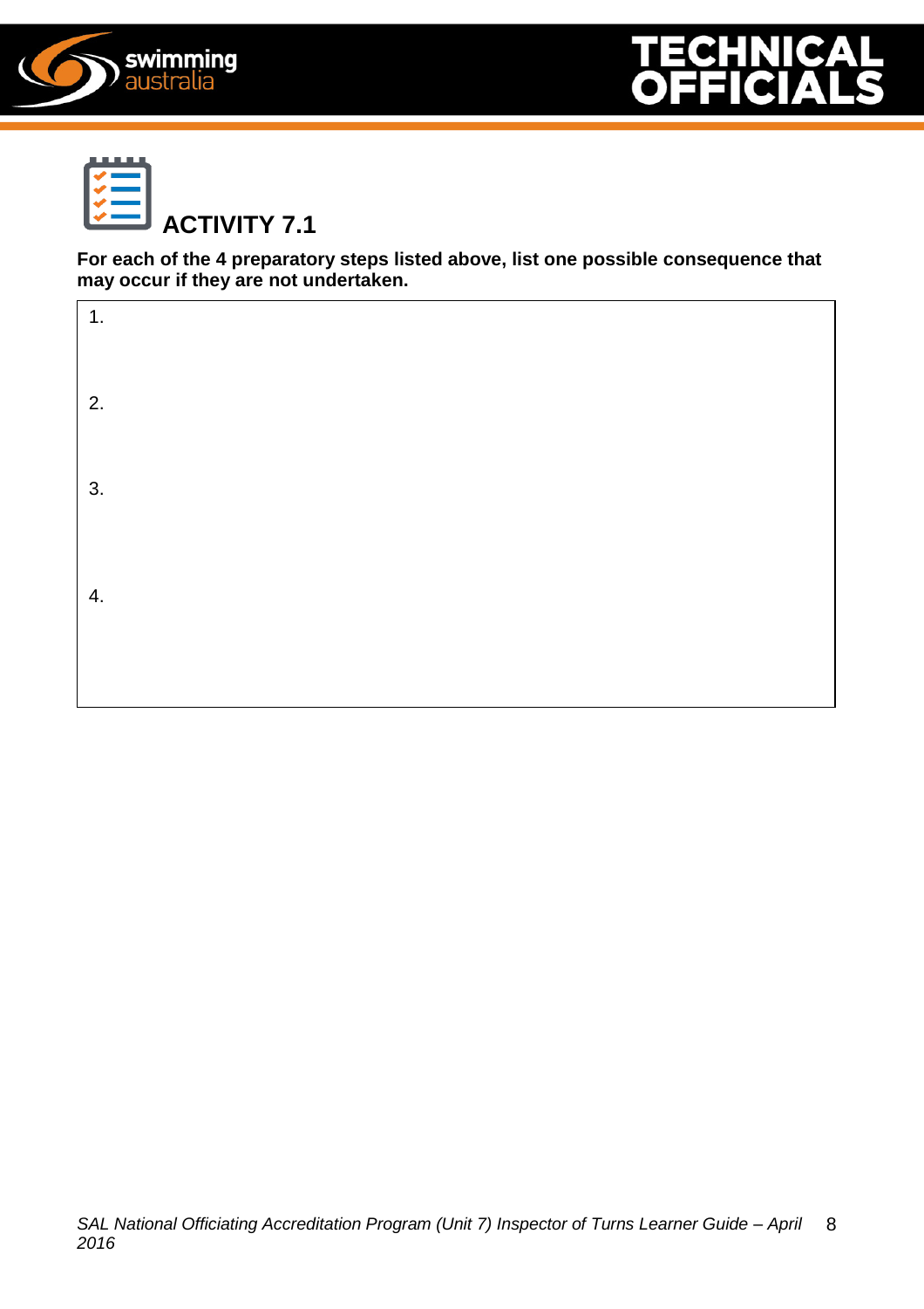## ACTIVITY 7.1

**For each of the 4 preparatory steps listed above, list one possible consequence that may occur if they are not undertaken.**

1.

2.

3.

4.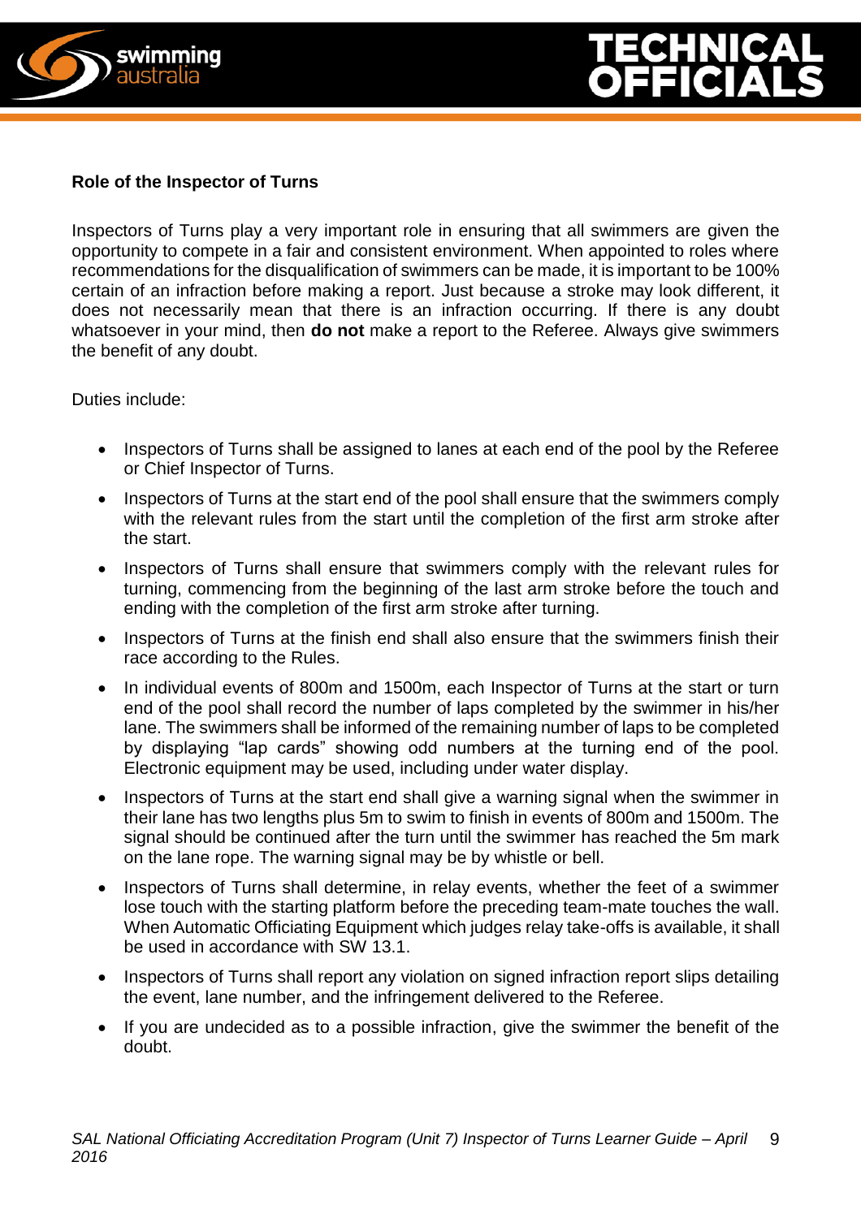**Role of the Inspector of Turns**

Inspectors of Turns play a very important role in ensuring that all swimmers are given the opportunity to compete in a fair and consistent environment. When appointed to roles where recommendations for the disqualification of swimmers can be made, it is important to be 100% certain of an infraction before making a report. Just because a stroke may look different, it does not necessarily mean that there is an infraction occurring. If there is any doubt whatsoever in your mind, then **do not** make a report to the Referee. Always give swimmers the benefit of any doubt.

Duties include:

- Inspectors of Turns shall be assigned to lanes at each end of the pool by the Referee or Chief Inspector of Turns.
- Inspectors of Turns at the start end of the pool shall ensure that the swimmers comply with the relevant rules from the start until the completion of the first arm stroke after the start.
- Inspectors of Turns shall ensure that swimmers comply with the relevant rules for turning, commencing from the beginning of the last arm stroke before the touch and ending with the completion of the first arm stroke after turning.
- Inspectors of Turns at the finish end shall also ensure that the swimmers finish their race according to the Rules.
- In individual events of 800m and 1500m, each Inspector of Turns at the start or turn end of the pool shall record the number of laps completed by the swimmer in his/her lane. The swimmers shall be informed of the remaining number of laps to be completed by displaying "lap cards" showing odd numbers at the turning end of the pool. Electronic equipment may be used, including under water display.
- Inspectors of Turns at the start end shall give a warning signal when the swimmer in their lane has two lengths plus 5m to swim to finish in events of 800m and 1500m. The signal should be continued after the turn until the swimmer has reached the 5m mark on the lane rope. The warning signal may be by whistle or bell.
- Inspectors of Turns shall determine, in relay events, whether the feet of a swimmer lose touch with the starting platform before the preceding team-mate touches the wall. When Automatic Officiating Equipment which judges relay take-offs is available, it shall be used in accordance with SW 13.1.
- Inspectors of Turns shall report any violation on signed infraction report slips detailing the event, lane number, and the infringement delivered to the Referee.
- If you are undecided as to a possible infraction, give the swimmer the benefit of the doubt.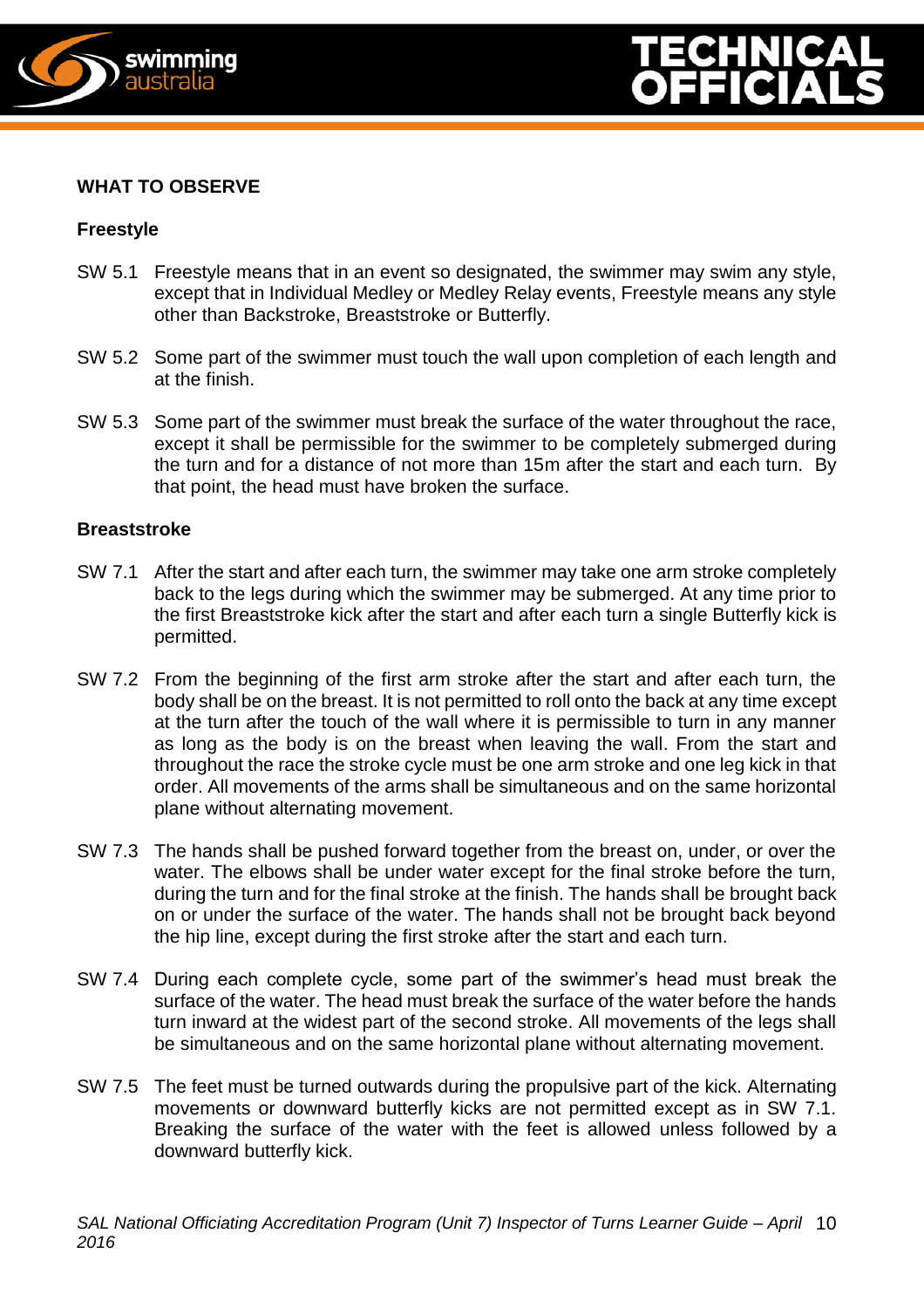## WHAT TO OBSERVE

### Freestyle

SW 5.1 Freestyle means that in an event so designated, the swimmer may swim any style, except that in Individual Medley or Medley Relay events, Freestyle means any style other than Backstroke, Breaststroke or Butterfly.

SW 5.2 Some part of the swimmer must touch the wall upon completion of each length and at the finish.

SW 5.3 Some part of the swimmer must break the surface of the water throughout the race, except it shall be permissible for the swimmer to be completely submerged during the turn and for a distance of not more than 15m after the start and each turn. By that point, the head must have broken the surface.

### Breaststroke

SW 7.1 After the start and after each turn, the swimmer may take one arm stroke completely back to the legs during which the swimmer may be submerged. At any time prior to the first Breaststroke kick after the start and after each turn a single Butterfly kick is permitted.

SW 7.2 From the beginning of the first arm stroke after the start and after each turn, the body shall be on the breast. It is not permitted to roll onto the back at any time except at the turn after the touch of the wall where it is permissible to turn in any manner as long as the body is on the breast when leaving the wall. From the start and throughout the race the stroke cycle must be one arm stroke and one leg kick in that order. All movements of the arms shall be simultaneous and on the same horizontal plane without alternating movement.

SW 7.3 The hands shall be pushed forward together from the breast on, under, or over the water. The elbows shall be under water except for the final stroke before the turn, during the turn and for the final stroke at the finish. The hands shall be brought back on or under the surface of the water. The hands shall not be brought back beyond the hip line, except during the first stroke after the start and each turn.

SW 7.4 During each complete cycle, some part of the swimmer's head must break the surface of the water. The head must break the surface of the water before the hands turn inward at the widest part of the second stroke. All movements of the legs shall be simultaneous and on the same horizontal plane without alternating movement.

SW 7.5 The feet must be turned outwards during the propulsive part of the kick. Alternating movements or downward butterfly kicks are not permitted except as in SW 7.1. Breaking the surface of the water with the feet is allowed unless followed by a downward butterfly kick.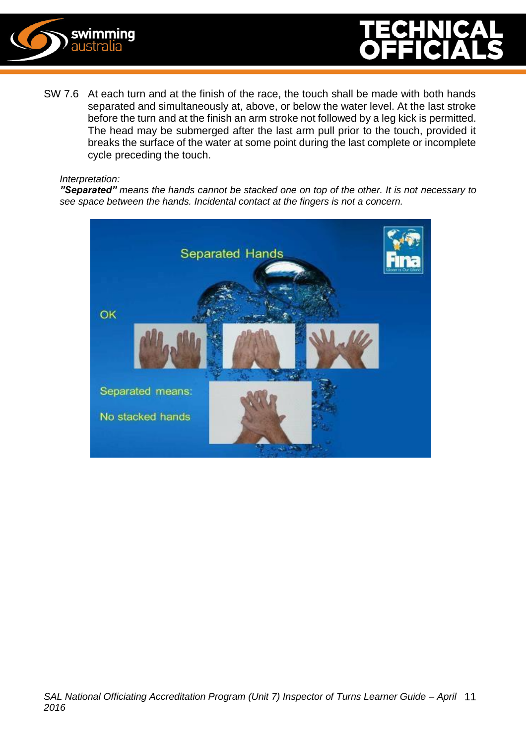SW 7.6 At each turn and at the finish of the race, the touch shall be made with both hands separated and simultaneously at, above, or below the water level. At the last stroke before the turn and at the finish an arm stroke not followed by a leg kick is permitted. The head may be submerged after the last arm pull prior to the touch, provided it breaks the surface of the water at some point during the last complete or incomplete cycle preceding the touch.

*Interpretation:*
***"Separated"*** *means the hands cannot be stacked one on top of the other. It is not necessary to see space between the hands. Incidental contact at the fingers is not a concern.*

Separated Hands

OK

Separated means:

No stacked hands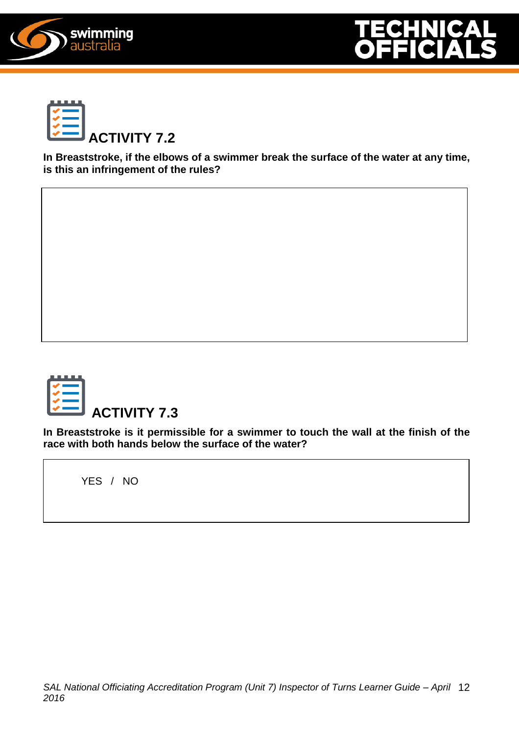## ACTIVITY 7.2

**In Breaststroke, if the elbows of a swimmer break the surface of the water at any time, is this an infringement of the rules?**

## ACTIVITY 7.3

**In Breaststroke is it permissible for a swimmer to touch the wall at the finish of the race with both hands below the surface of the water?**

YES / NO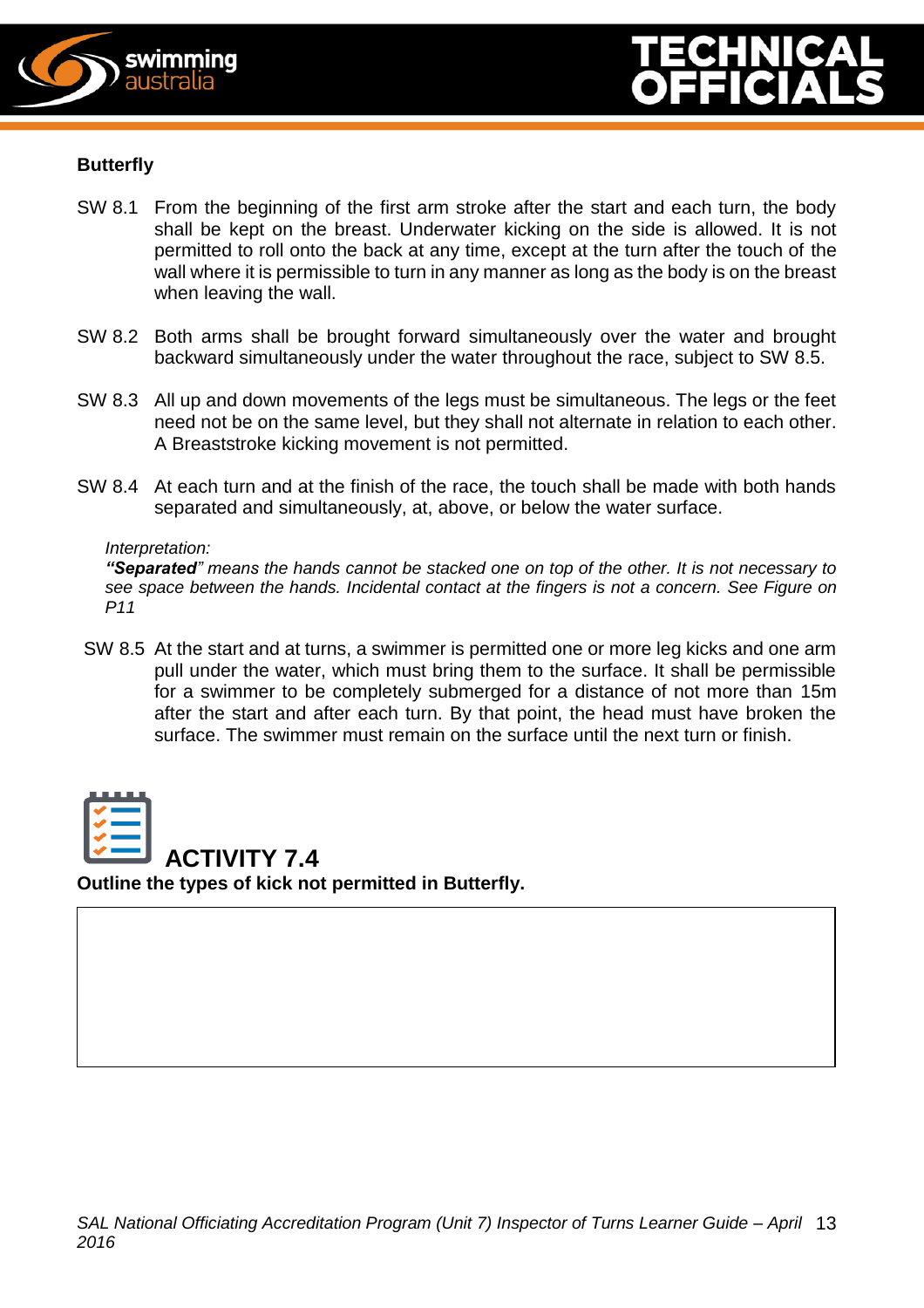### Butterfly

SW 8.1 From the beginning of the first arm stroke after the start and each turn, the body shall be kept on the breast. Underwater kicking on the side is allowed. It is not permitted to roll onto the back at any time, except at the turn after the touch of the wall where it is permissible to turn in any manner as long as the body is on the breast when leaving the wall.

SW 8.2 Both arms shall be brought forward simultaneously over the water and brought backward simultaneously under the water throughout the race, subject to SW 8.5.

SW 8.3 All up and down movements of the legs must be simultaneous. The legs or the feet need not be on the same level, but they shall not alternate in relation to each other. A Breaststroke kicking movement is not permitted.

SW 8.4 At each turn and at the finish of the race, the touch shall be made with both hands separated and simultaneously, at, above, or below the water surface.

*Interpretation:*
***"Separated"*** *means the hands cannot be stacked one on top of the other. It is not necessary to see space between the hands. Incidental contact at the fingers is not a concern. See Figure on P11*

SW 8.5 At the start and at turns, a swimmer is permitted one or more leg kicks and one arm pull under the water, which must bring them to the surface. It shall be permissible for a swimmer to be completely submerged for a distance of not more than 15m after the start and after each turn. By that point, the head must have broken the surface. The swimmer must remain on the surface until the next turn or finish.

## ACTIVITY 7.4

**Outline the types of kick not permitted in Butterfly.**

| |
|---|
| |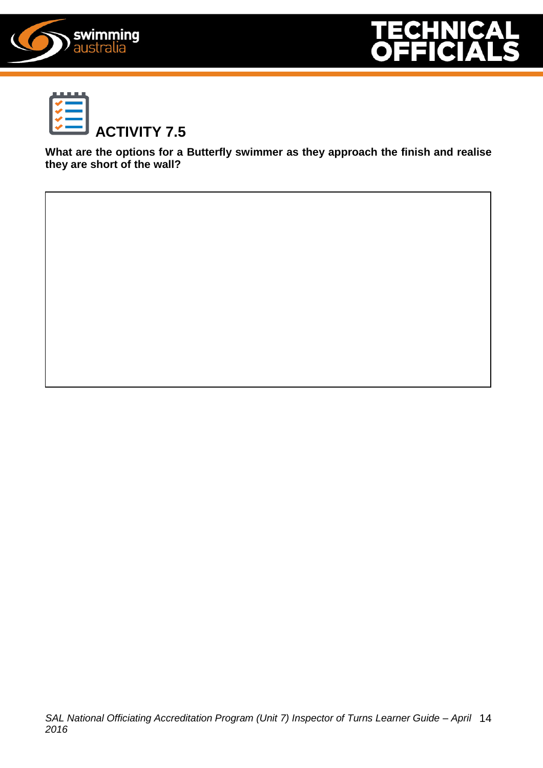## ACTIVITY 7.5

**What are the options for a Butterfly swimmer as they approach the finish and realise they are short of the wall?**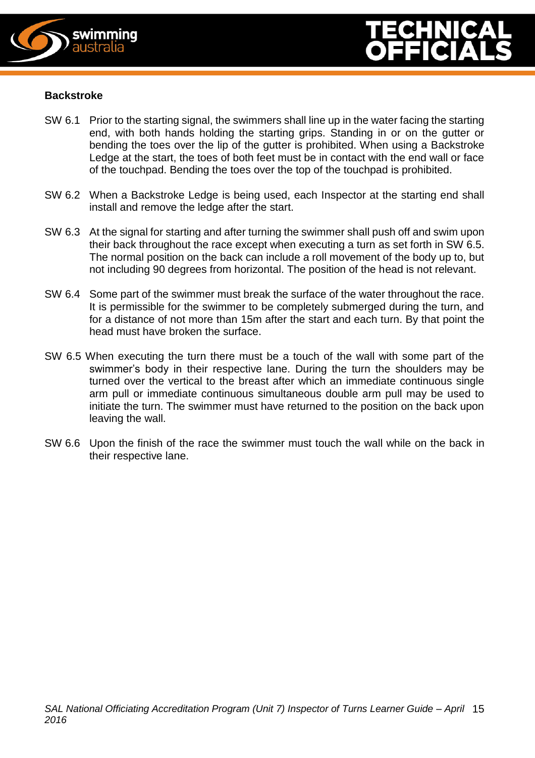**Backstroke**

SW 6.1 Prior to the starting signal, the swimmers shall line up in the water facing the starting end, with both hands holding the starting grips. Standing in or on the gutter or bending the toes over the lip of the gutter is prohibited. When using a Backstroke Ledge at the start, the toes of both feet must be in contact with the end wall or face of the touchpad. Bending the toes over the top of the touchpad is prohibited.

SW 6.2 When a Backstroke Ledge is being used, each Inspector at the starting end shall install and remove the ledge after the start.

SW 6.3 At the signal for starting and after turning the swimmer shall push off and swim upon their back throughout the race except when executing a turn as set forth in SW 6.5. The normal position on the back can include a roll movement of the body up to, but not including 90 degrees from horizontal. The position of the head is not relevant.

SW 6.4 Some part of the swimmer must break the surface of the water throughout the race. It is permissible for the swimmer to be completely submerged during the turn, and for a distance of not more than 15m after the start and each turn. By that point the head must have broken the surface.

SW 6.5 When executing the turn there must be a touch of the wall with some part of the swimmer's body in their respective lane. During the turn the shoulders may be turned over the vertical to the breast after which an immediate continuous single arm pull or immediate continuous simultaneous double arm pull may be used to initiate the turn. The swimmer must have returned to the position on the back upon leaving the wall.

SW 6.6 Upon the finish of the race the swimmer must touch the wall while on the back in their respective lane.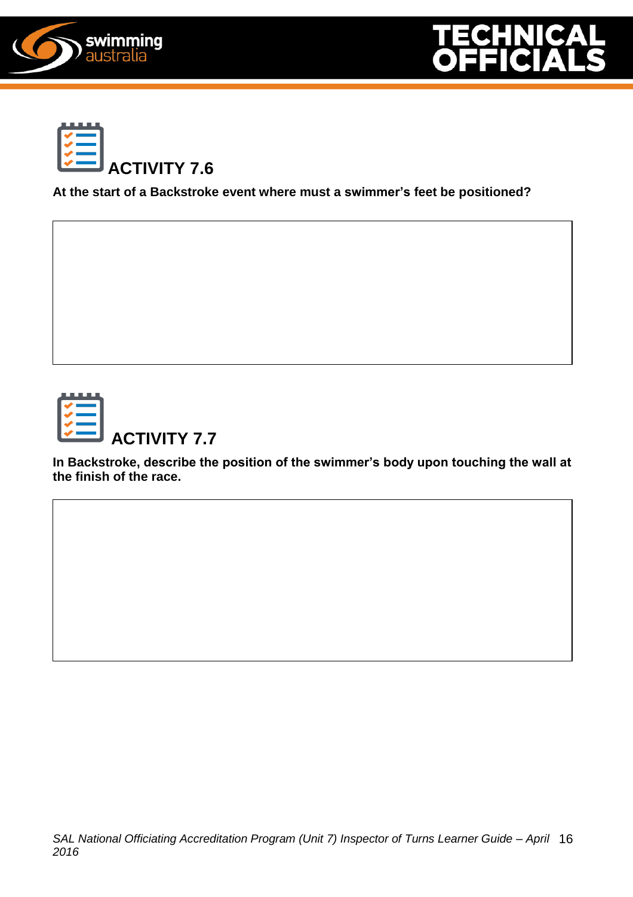## ACTIVITY 7.6

**At the start of a Backstroke event where must a swimmer's feet be positioned?**

## ACTIVITY 7.7

**In Backstroke, describe the position of the swimmer's body upon touching the wall at the finish of the race.**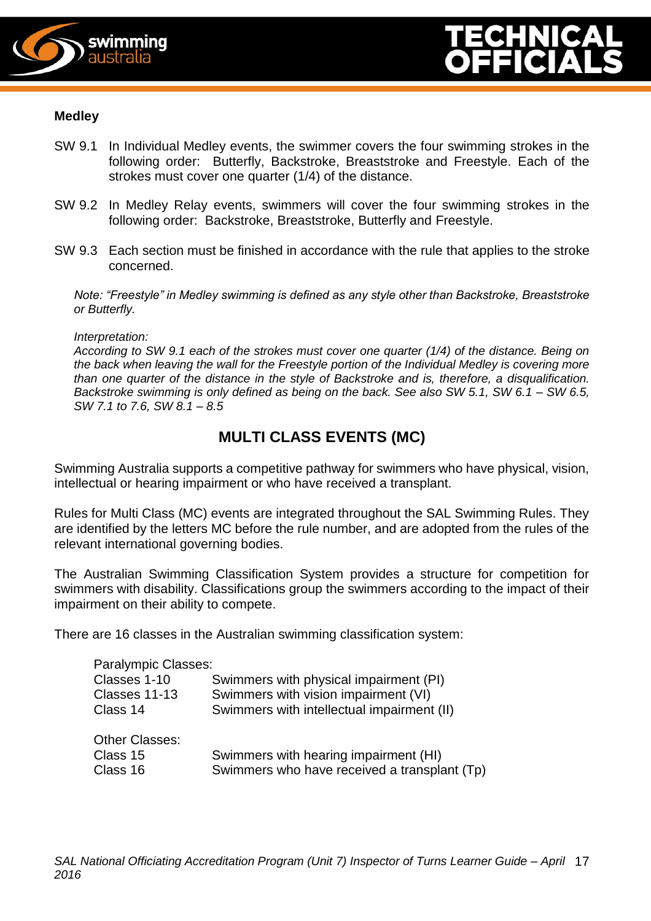**Medley**

SW 9.1 In Individual Medley events, the swimmer covers the four swimming strokes in the following order: Butterfly, Backstroke, Breaststroke and Freestyle. Each of the strokes must cover one quarter (1/4) of the distance.

SW 9.2 In Medley Relay events, swimmers will cover the four swimming strokes in the following order: Backstroke, Breaststroke, Butterfly and Freestyle.

SW 9.3 Each section must be finished in accordance with the rule that applies to the stroke concerned.

*Note: "Freestyle" in Medley swimming is defined as any style other than Backstroke, Breaststroke or Butterfly.*

*Interpretation:*
*According to SW 9.1 each of the strokes must cover one quarter (1/4) of the distance. Being on the back when leaving the wall for the Freestyle portion of the Individual Medley is covering more than one quarter of the distance in the style of Backstroke and is, therefore, a disqualification. Backstroke swimming is only defined as being on the back. See also SW 5.1, SW 6.1 – SW 6.5, SW 7.1 to 7.6, SW 8.1 – 8.5*

## MULTI CLASS EVENTS (MC)

Swimming Australia supports a competitive pathway for swimmers who have physical, vision, intellectual or hearing impairment or who have received a transplant.

Rules for Multi Class (MC) events are integrated throughout the SAL Swimming Rules. They are identified by the letters MC before the rule number, and are adopted from the rules of the relevant international governing bodies.

The Australian Swimming Classification System provides a structure for competition for swimmers with disability. Classifications group the swimmers according to the impact of their impairment on their ability to compete.

There are 16 classes in the Australian swimming classification system:

Paralympic Classes:

| | |
|---|---|
| Classes 1-10 | Swimmers with physical impairment (PI) |
| Classes 11-13 | Swimmers with vision impairment (VI) |
| Class 14 | Swimmers with intellectual impairment (II) |

Other Classes:

| | |
|---|---|
| Class 15 | Swimmers with hearing impairment (HI) |
| Class 16 | Swimmers who have received a transplant (Tp) |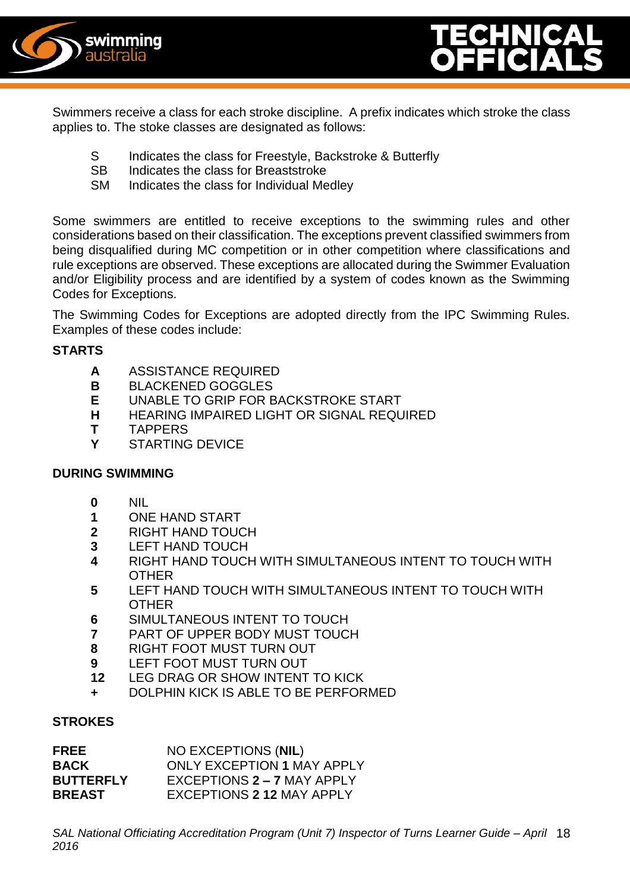Swimmers receive a class for each stroke discipline. A prefix indicates which stroke the class applies to. The stoke classes are designated as follows:

- S Indicates the class for Freestyle, Backstroke & Butterfly
- SB Indicates the class for Breaststroke
- SM Indicates the class for Individual Medley

Some swimmers are entitled to receive exceptions to the swimming rules and other considerations based on their classification. The exceptions prevent classified swimmers from being disqualified during MC competition or in other competition where classifications and rule exceptions are observed. These exceptions are allocated during the Swimmer Evaluation and/or Eligibility process and are identified by a system of codes known as the Swimming Codes for Exceptions.

The Swimming Codes for Exceptions are adopted directly from the IPC Swimming Rules. Examples of these codes include:

**STARTS**

- **A** ASSISTANCE REQUIRED
- **B** BLACKENED GOGGLES
- **E** UNABLE TO GRIP FOR BACKSTROKE START
- **H** HEARING IMPAIRED LIGHT OR SIGNAL REQUIRED
- **T** TAPPERS
- **Y** STARTING DEVICE

**DURING SWIMMING**

- **0** NIL
- **1** ONE HAND START
- **2** RIGHT HAND TOUCH
- **3** LEFT HAND TOUCH
- **4** RIGHT HAND TOUCH WITH SIMULTANEOUS INTENT TO TOUCH WITH OTHER
- **5** LEFT HAND TOUCH WITH SIMULTANEOUS INTENT TO TOUCH WITH OTHER
- **6** SIMULTANEOUS INTENT TO TOUCH
- **7** PART OF UPPER BODY MUST TOUCH
- **8** RIGHT FOOT MUST TURN OUT
- **9** LEFT FOOT MUST TURN OUT
- **12** LEG DRAG OR SHOW INTENT TO KICK
- **+** DOLPHIN KICK IS ABLE TO BE PERFORMED

**STROKES**

| | |
|---|---|
| **FREE** | NO EXCEPTIONS (**NIL**) |
| **BACK** | ONLY EXCEPTION **1** MAY APPLY |
| **BUTTERFLY** | EXCEPTIONS **2 – 7** MAY APPLY |
| **BREAST** | EXCEPTIONS **2 12** MAY APPLY |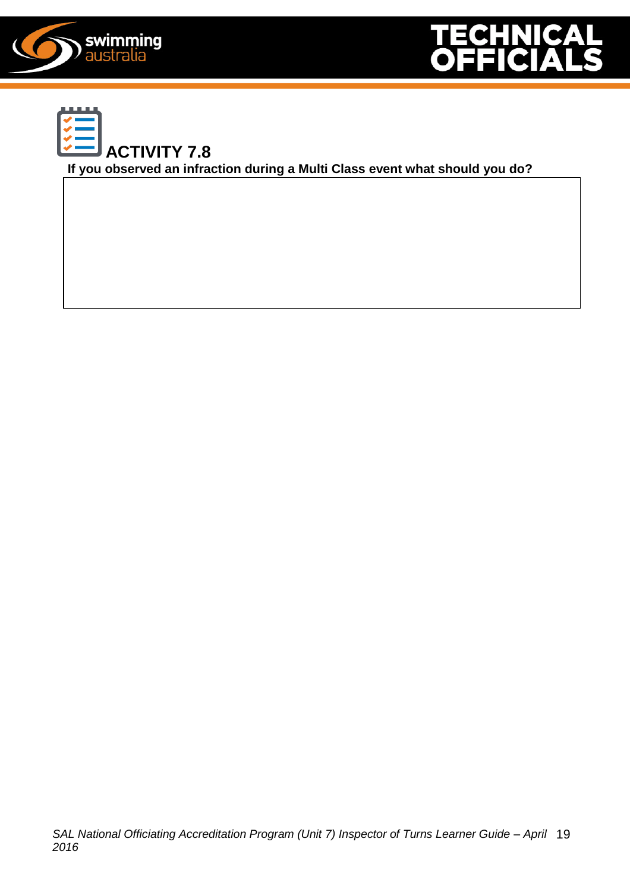## ACTIVITY 7.8

**If you observed an infraction during a Multi Class event what should you do?**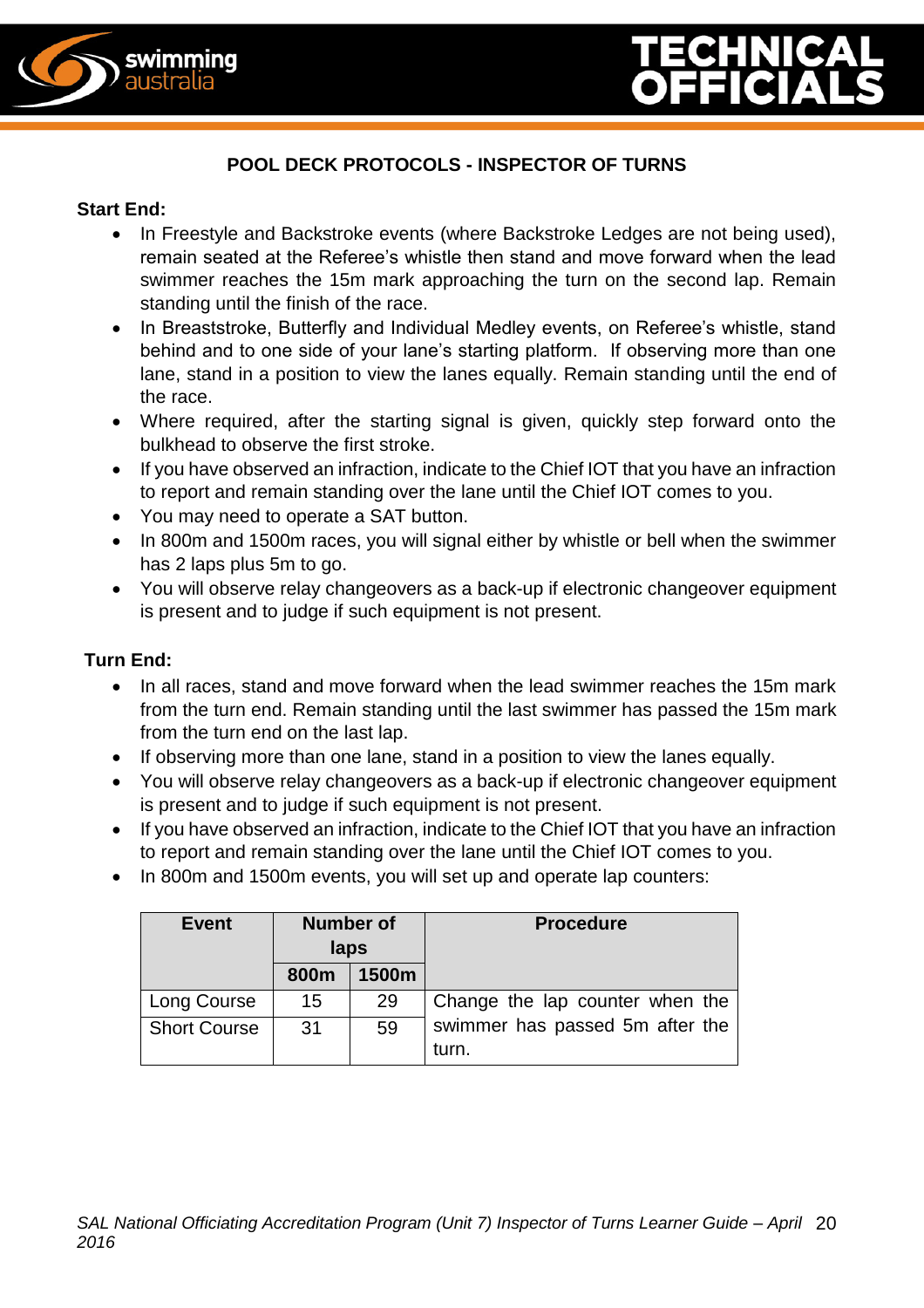## POOL DECK PROTOCOLS - INSPECTOR OF TURNS

**Start End:**

- In Freestyle and Backstroke events (where Backstroke Ledges are not being used), remain seated at the Referee's whistle then stand and move forward when the lead swimmer reaches the 15m mark approaching the turn on the second lap. Remain standing until the finish of the race.
- In Breaststroke, Butterfly and Individual Medley events, on Referee's whistle, stand behind and to one side of your lane's starting platform. If observing more than one lane, stand in a position to view the lanes equally. Remain standing until the end of the race.
- Where required, after the starting signal is given, quickly step forward onto the bulkhead to observe the first stroke.
- If you have observed an infraction, indicate to the Chief IOT that you have an infraction to report and remain standing over the lane until the Chief IOT comes to you.
- You may need to operate a SAT button.
- In 800m and 1500m races, you will signal either by whistle or bell when the swimmer has 2 laps plus 5m to go.
- You will observe relay changeovers as a back-up if electronic changeover equipment is present and to judge if such equipment is not present.

**Turn End:**

- In all races, stand and move forward when the lead swimmer reaches the 15m mark from the turn end. Remain standing until the last swimmer has passed the 15m mark from the turn end on the last lap.
- If observing more than one lane, stand in a position to view the lanes equally.
- You will observe relay changeovers as a back-up if electronic changeover equipment is present and to judge if such equipment is not present.
- If you have observed an infraction, indicate to the Chief IOT that you have an infraction to report and remain standing over the lane until the Chief IOT comes to you.
- In 800m and 1500m events, you will set up and operate lap counters:

| Event | Number of laps | | Procedure |
|---|---|---|---|
| | 800m | 1500m | |
| Long Course | 15 | 29 | Change the lap counter when the swimmer has passed 5m after the turn. |
| Short Course | 31 | 59 | |

*SAL National Officiating Accreditation Program (Unit 7) Inspector of Turns Learner Guide – April 2016*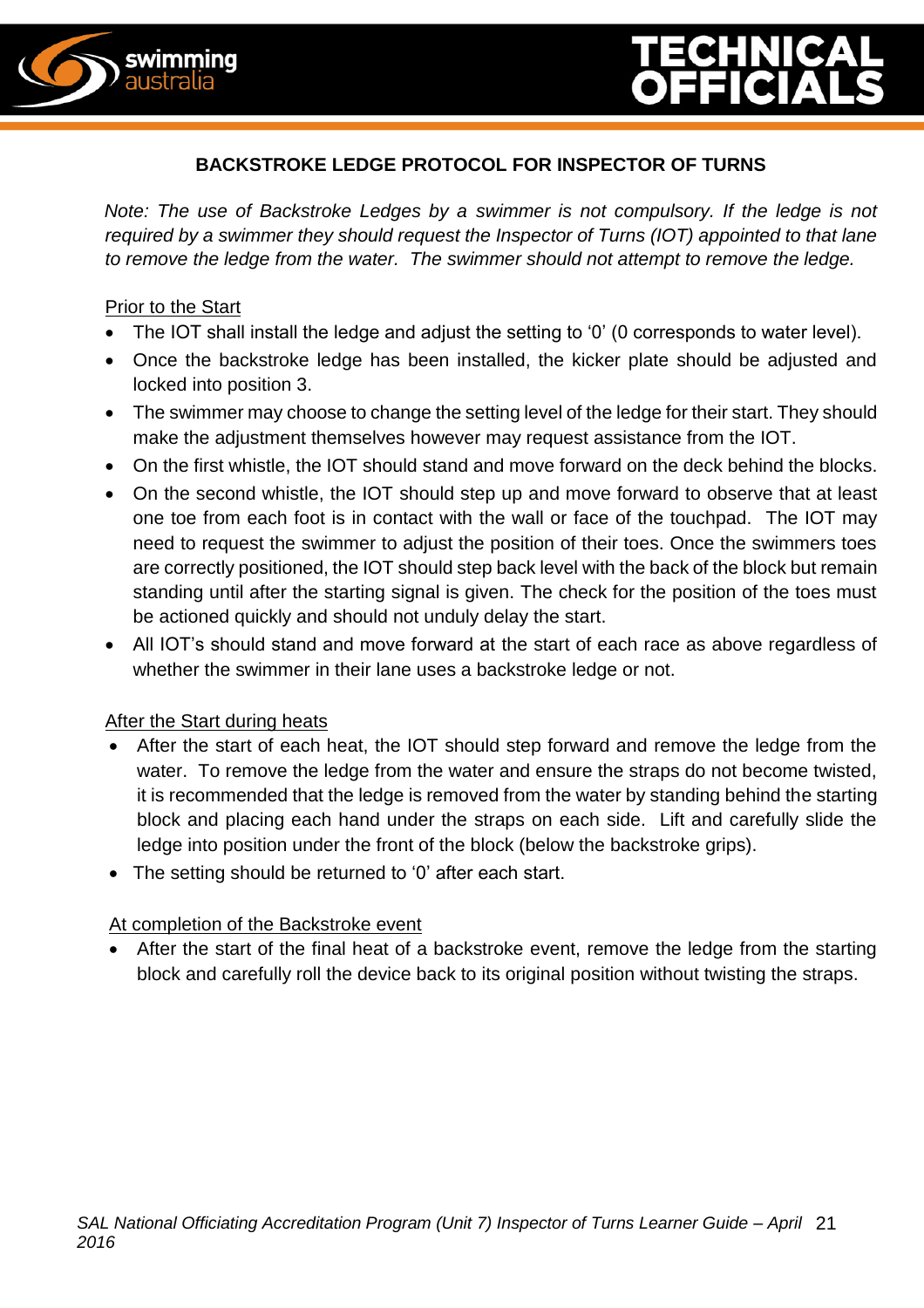## BACKSTROKE LEDGE PROTOCOL FOR INSPECTOR OF TURNS

*Note: The use of Backstroke Ledges by a swimmer is not compulsory. If the ledge is not required by a swimmer they should request the Inspector of Turns (IOT) appointed to that lane to remove the ledge from the water. The swimmer should not attempt to remove the ledge.*

Prior to the Start

- The IOT shall install the ledge and adjust the setting to '0' (0 corresponds to water level).
- Once the backstroke ledge has been installed, the kicker plate should be adjusted and locked into position 3.
- The swimmer may choose to change the setting level of the ledge for their start. They should make the adjustment themselves however may request assistance from the IOT.
- On the first whistle, the IOT should stand and move forward on the deck behind the blocks.
- On the second whistle, the IOT should step up and move forward to observe that at least one toe from each foot is in contact with the wall or face of the touchpad. The IOT may need to request the swimmer to adjust the position of their toes. Once the swimmers toes are correctly positioned, the IOT should step back level with the back of the block but remain standing until after the starting signal is given. The check for the position of the toes must be actioned quickly and should not unduly delay the start.
- All IOT's should stand and move forward at the start of each race as above regardless of whether the swimmer in their lane uses a backstroke ledge or not.

After the Start during heats

- After the start of each heat, the IOT should step forward and remove the ledge from the water. To remove the ledge from the water and ensure the straps do not become twisted, it is recommended that the ledge is removed from the water by standing behind the starting block and placing each hand under the straps on each side. Lift and carefully slide the ledge into position under the front of the block (below the backstroke grips).
- The setting should be returned to '0' after each start.

At completion of the Backstroke event

- After the start of the final heat of a backstroke event, remove the ledge from the starting block and carefully roll the device back to its original position without twisting the straps.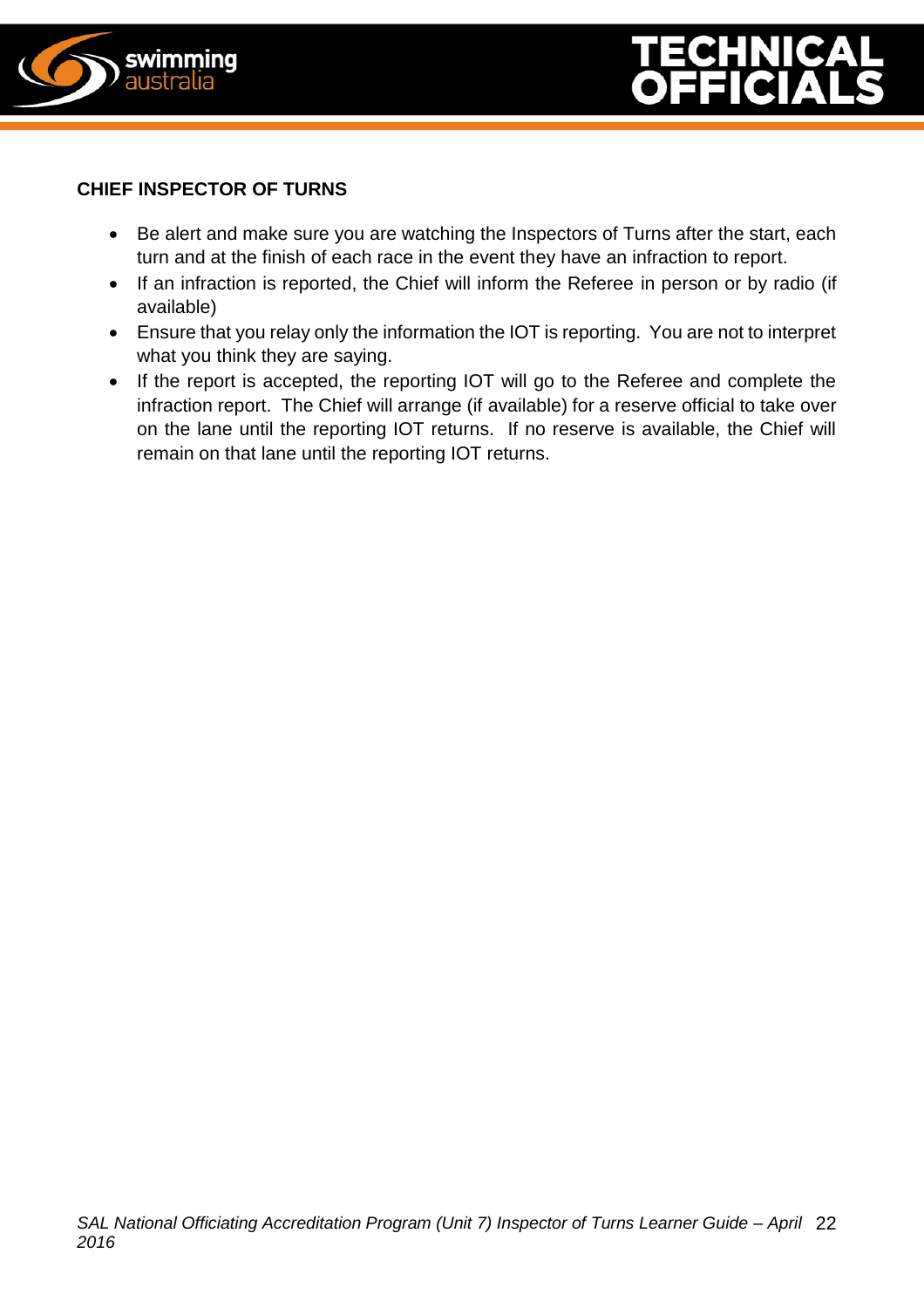**CHIEF INSPECTOR OF TURNS**

- Be alert and make sure you are watching the Inspectors of Turns after the start, each turn and at the finish of each race in the event they have an infraction to report.
- If an infraction is reported, the Chief will inform the Referee in person or by radio (if available)
- Ensure that you relay only the information the IOT is reporting. You are not to interpret what you think they are saying.
- If the report is accepted, the reporting IOT will go to the Referee and complete the infraction report. The Chief will arrange (if available) for a reserve official to take over on the lane until the reporting IOT returns. If no reserve is available, the Chief will remain on that lane until the reporting IOT returns.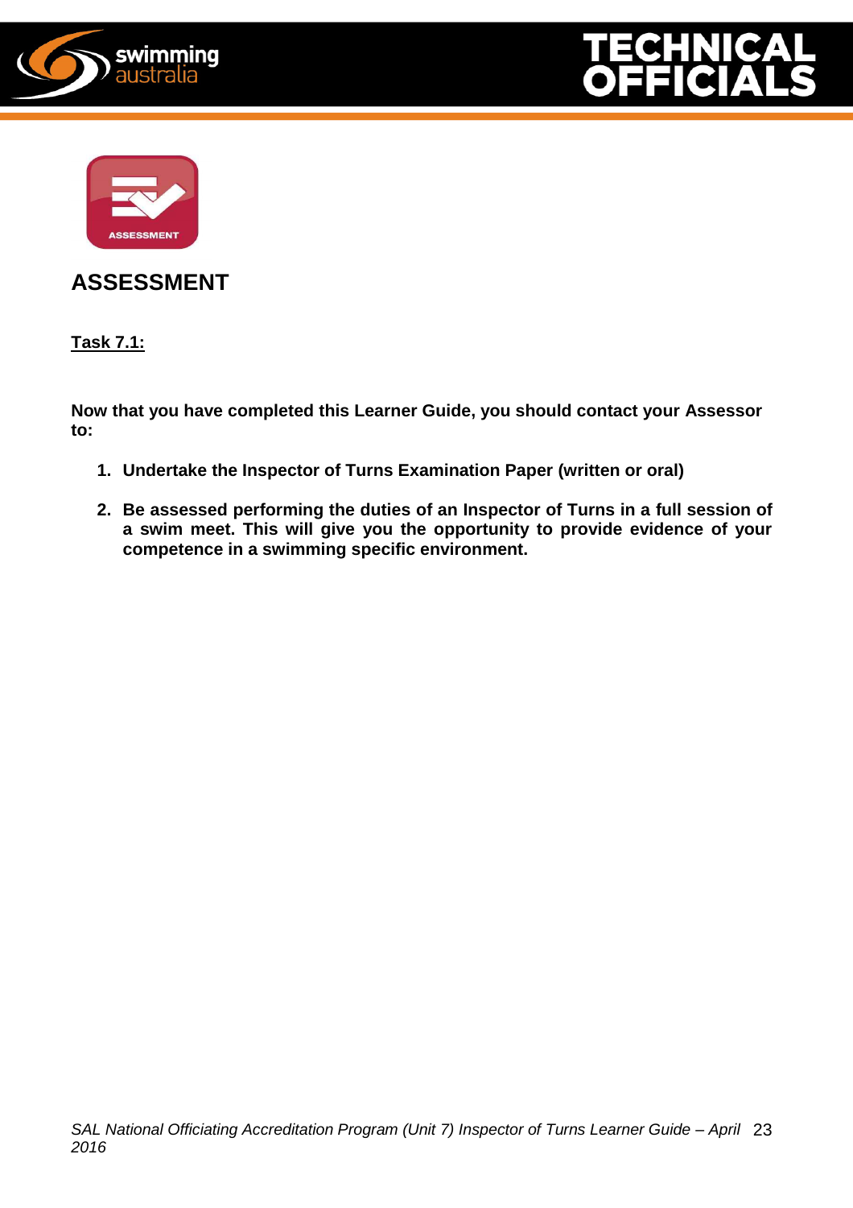## ASSESSMENT

**Task 7.1:**

**Now that you have completed this Learner Guide, you should contact your Assessor to:**

1. **Undertake the Inspector of Turns Examination Paper (written or oral)**
2. **Be assessed performing the duties of an Inspector of Turns in a full session of a swim meet. This will give you the opportunity to provide evidence of your competence in a swimming specific environment.**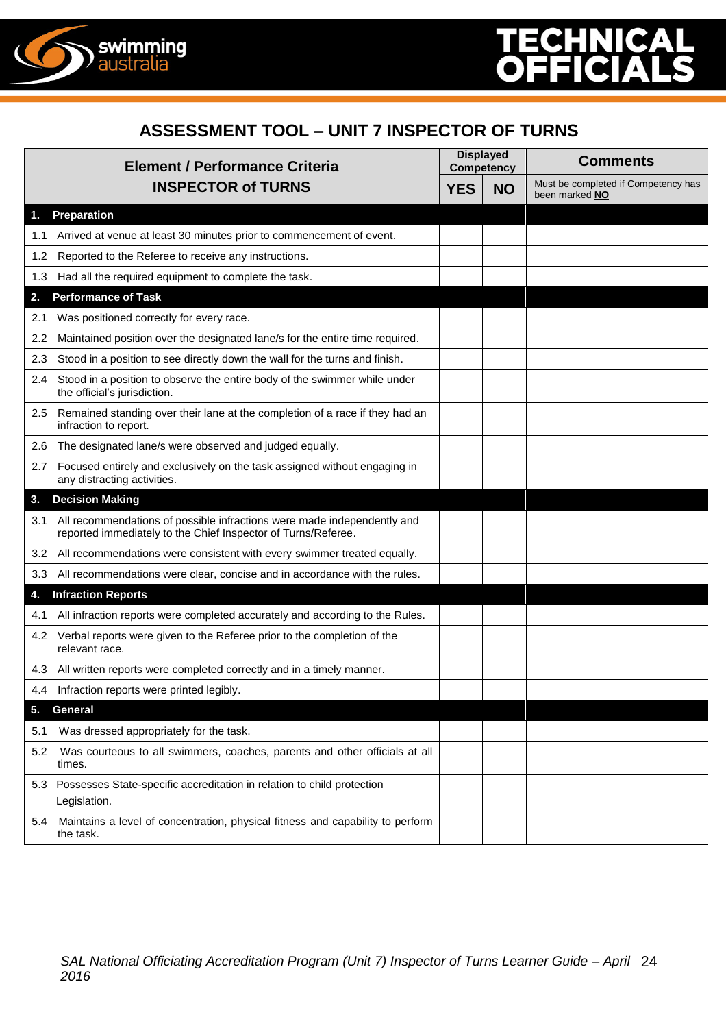# ASSESSMENT TOOL – UNIT 7 INSPECTOR OF TURNS

| Element / Performance Criteria INSPECTOR of TURNS | Displayed Competency | | Comments |
|---|---|---|---|
| | **YES** | **NO** | Must be completed if Competency has been marked **NO** |
| **1. Preparation** | | | |
| 1.1 Arrived at venue at least 30 minutes prior to commencement of event. | | | |
| 1.2 Reported to the Referee to receive any instructions. | | | |
| 1.3 Had all the required equipment to complete the task. | | | |
| **2. Performance of Task** | | | |
| 2.1 Was positioned correctly for every race. | | | |
| 2.2 Maintained position over the designated lane/s for the entire time required. | | | |
| 2.3 Stood in a position to see directly down the wall for the turns and finish. | | | |
| 2.4 Stood in a position to observe the entire body of the swimmer while under the official's jurisdiction. | | | |
| 2.5 Remained standing over their lane at the completion of a race if they had an infraction to report. | | | |
| 2.6 The designated lane/s were observed and judged equally. | | | |
| 2.7 Focused entirely and exclusively on the task assigned without engaging in any distracting activities. | | | |
| **3. Decision Making** | | | |
| 3.1 All recommendations of possible infractions were made independently and reported immediately to the Chief Inspector of Turns/Referee. | | | |
| 3.2 All recommendations were consistent with every swimmer treated equally. | | | |
| 3.3 All recommendations were clear, concise and in accordance with the rules. | | | |
| **4. Infraction Reports** | | | |
| 4.1 All infraction reports were completed accurately and according to the Rules. | | | |
| 4.2 Verbal reports were given to the Referee prior to the completion of the relevant race. | | | |
| 4.3 All written reports were completed correctly and in a timely manner. | | | |
| 4.4 Infraction reports were printed legibly. | | | |
| **5. General** | | | |
| 5.1 Was dressed appropriately for the task. | | | |
| 5.2 Was courteous to all swimmers, coaches, parents and other officials at all times. | | | |
| 5.3 Possesses State-specific accreditation in relation to child protection Legislation. | | | |
| 5.4 Maintains a level of concentration, physical fitness and capability to perform the task. | | | |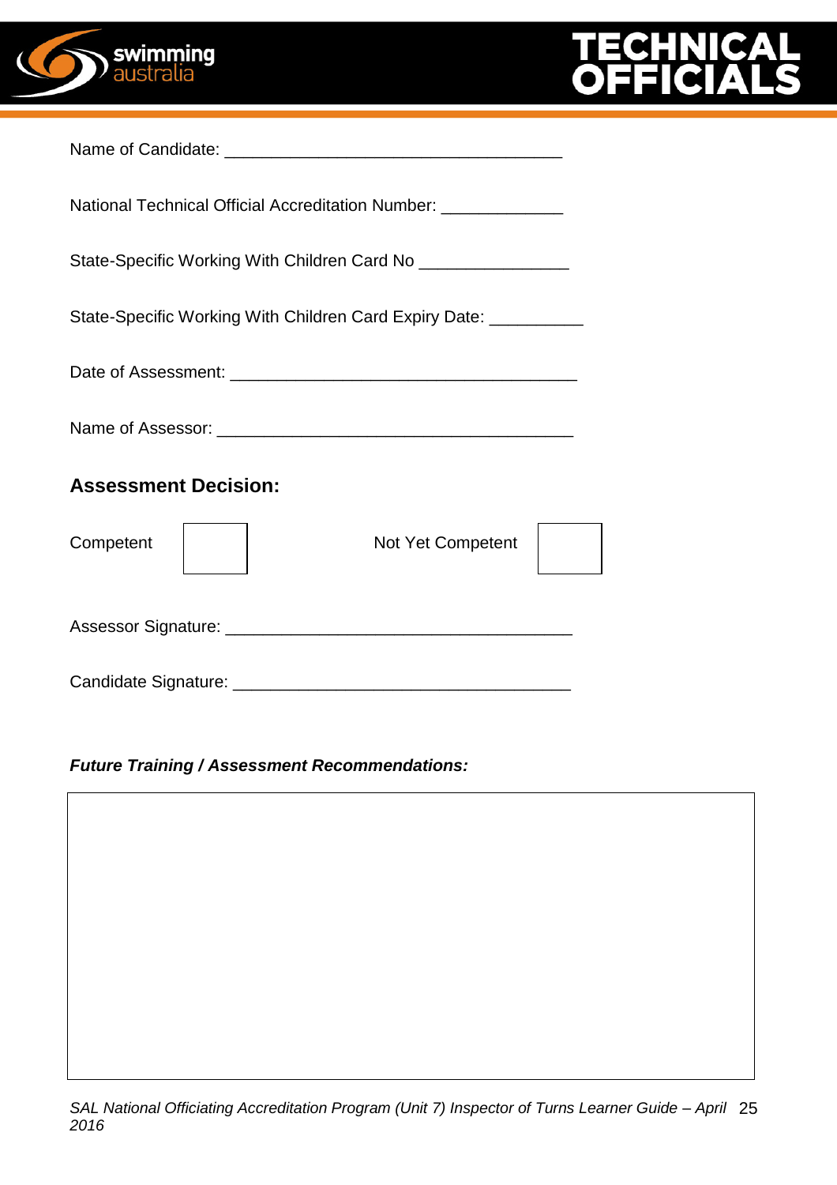Name of Candidate: ___________________________________

National Technical Official Accreditation Number: _____________

State-Specific Working With Children Card No ________________

State-Specific Working With Children Card Expiry Date: __________

Date of Assessment: _____________________________________

Name of Assessor: ______________________________________

## Assessment Decision:

Competent ☐ Not Yet Competent ☐

Assessor Signature: _____________________________________

Candidate Signature: ____________________________________

***Future Training / Assessment Recommendations:***

| |
|---|
| |